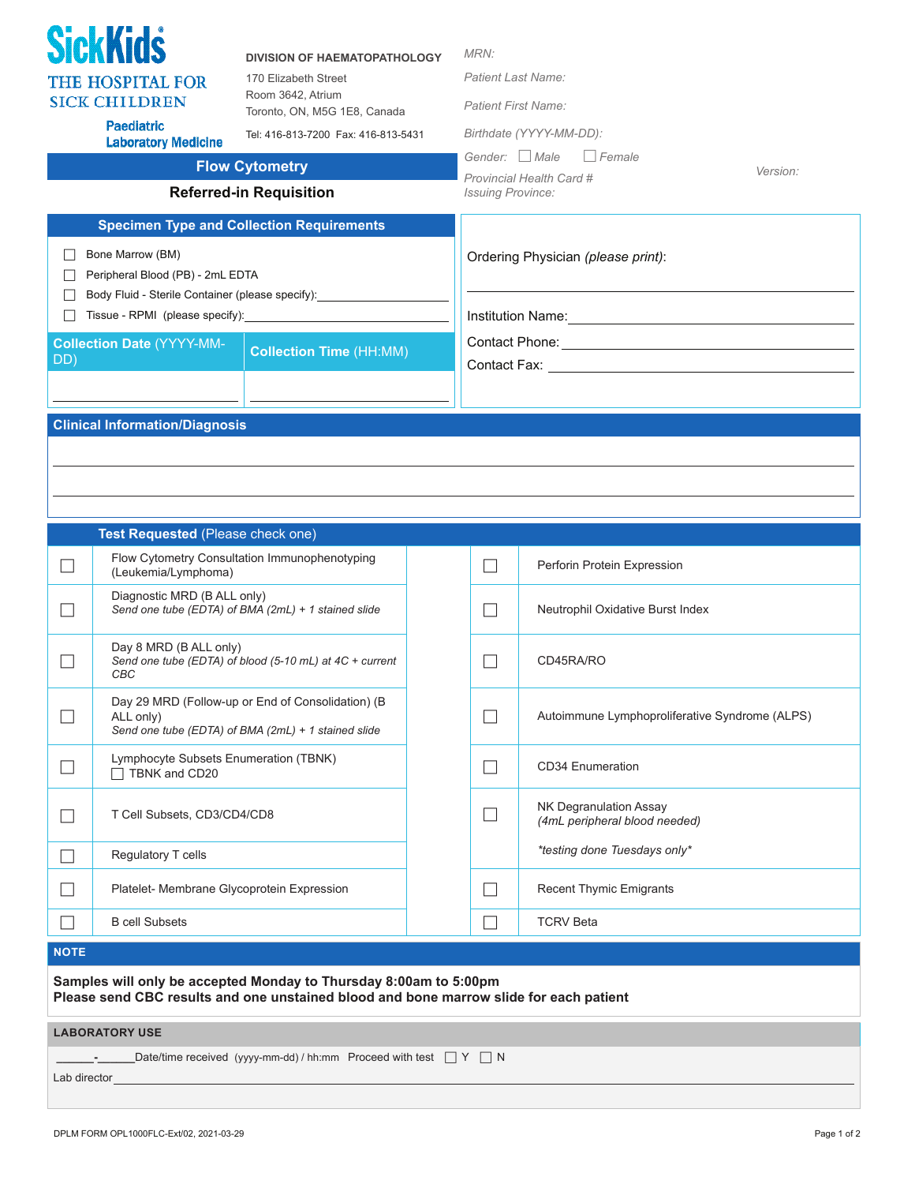**SickKids®**
THE HOSPITAL FOR SICK CHILDREN
Paediatric Laboratory Medicine

**DIVISION OF HAEMATOPATHOLOGY**
170 Elizabeth Street
Room 3642, Atrium
Toronto, ON, M5G 1E8, Canada

Tel: 416-813-7200 Fax: 416-813-5431

*MRN:*
*Patient Last Name:*
*Patient First Name:*
*Birthdate (YYYY-MM-DD):*
*Gender:* ☐ *Male* ☐ *Female*
*Provincial Health Card #* *Version:*
*Issuing Province:*

## Flow Cytometry
### Referred-in Requisition

## Specimen Type and Collection Requirements

- ☐ Bone Marrow (BM)
- ☐ Peripheral Blood (PB) - 2mL EDTA
- ☐ Body Fluid - Sterile Container (please specify): ____________________
- ☐ Tissue - RPMI (please specify): ____________________

| Collection Date (YYYY-MM-DD) | Collection Time (HH:MM) |
|---|---|
| ____________________ | ____________________ |

Ordering Physician *(please print)*:
____________________

Institution Name: ____________________
Contact Phone: ____________________
Contact Fax: ____________________

## Clinical Information/Diagnosis

____________________

____________________

## Test Requested (Please check one)

| | | | |
|---|---|---|---|
| ☐ | Flow Cytometry Consultation Immunophenotyping (Leukemia/Lymphoma) | ☐ | Perforin Protein Expression |
| ☐ | Diagnostic MRD (B ALL only)<br>*Send one tube (EDTA) of BMA (2mL) + 1 stained slide* | ☐ | Neutrophil Oxidative Burst Index |
| ☐ | Day 8 MRD (B ALL only)<br>*Send one tube (EDTA) of blood (5-10 mL) at 4C + current CBC* | ☐ | CD45RA/RO |
| ☐ | Day 29 MRD (Follow-up or End of Consolidation) (B ALL only)<br>*Send one tube (EDTA) of BMA (2mL) + 1 stained slide* | ☐ | Autoimmune Lymphoproliferative Syndrome (ALPS) |
| ☐ | Lymphocyte Subsets Enumeration (TBNK)<br>☐ TBNK and CD20 | ☐ | CD34 Enumeration |
| ☐ | T Cell Subsets, CD3/CD4/CD8 | ☐ | NK Degranulation Assay<br>*(4mL peripheral blood needed)*<br>*\*testing done Tuesdays only\** |
| ☐ | Regulatory T cells | | |
| ☐ | Platelet- Membrane Glycoprotein Expression | ☐ | Recent Thymic Emigrants |
| ☐ | B cell Subsets | ☐ | TCRV Beta |

## NOTE

**Samples will only be accepted Monday to Thursday 8:00am to 5:00pm**
**Please send CBC results and one unstained blood and bone marrow slide for each patient**

## LABORATORY USE

______-______Date/time received (yyyy-mm-dd) / hh:mm Proceed with test ☐ Y ☐ N

Lab director____________________

DPLM FORM OPL1000FLC-Ext/02, 2021-03-29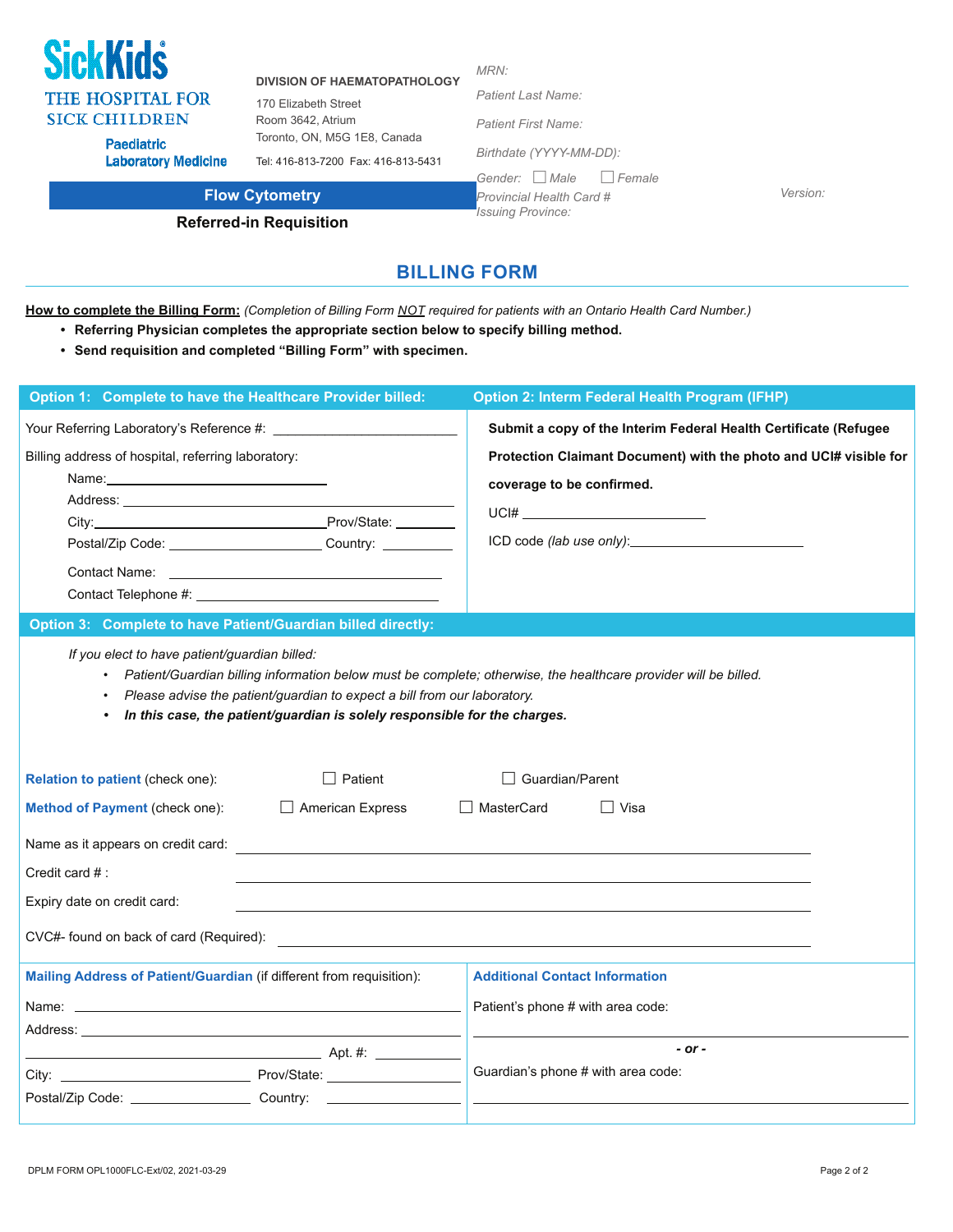SickKids
THE HOSPITAL FOR SICK CHILDREN
Paediatric Laboratory Medicine

**DIVISION OF HAEMATOPATHOLOGY**
170 Elizabeth Street
Room 3642, Atrium
Toronto, ON, M5G 1E8, Canada
Tel: 416-813-7200 Fax: 416-813-5431

*MRN:*
*Patient Last Name:*
*Patient First Name:*
*Birthdate (YYYY-MM-DD):*
*Gender:* ☐ *Male* ☐ *Female*
*Provincial Health Card #* *Version:*
*Issuing Province:*

**Flow Cytometry**

**Referred-in Requisition**

# BILLING FORM

**How to complete the Billing Form:** *(Completion of Billing Form NOT required for patients with an Ontario Health Card Number.)*

- **Referring Physician completes the appropriate section below to specify billing method.**
- **Send requisition and completed "Billing Form" with specimen.**

## Option 1: Complete to have the Healthcare Provider billed:

Your Referring Laboratory's Reference #: ______________________

Billing address of hospital, referring laboratory:

Name: ______________________

Address: ______________________

City: ______________________ Prov/State: __________

Postal/Zip Code: ______________________ Country: __________

Contact Name: ______________________

Contact Telephone #: ______________________

## Option 2: Interm Federal Health Program (IFHP)

**Submit a copy of the Interim Federal Health Certificate (Refugee Protection Claimant Document) with the photo and UCI# visible for coverage to be confirmed.**

UCI# ______________________

ICD code *(lab use only)*: ______________________

## Option 3: Complete to have Patient/Guardian billed directly:

*If you elect to have patient/guardian billed:*

- *Patient/Guardian billing information below must be complete; otherwise, the healthcare provider will be billed.*
- *Please advise the patient/guardian to expect a bill from our laboratory.*
- ***In this case, the patient/guardian is solely responsible for the charges.***

**Relation to patient** (check one): ☐ Patient ☐ Guardian/Parent

**Method of Payment** (check one): ☐ American Express ☐ MasterCard ☐ Visa

Name as it appears on credit card: ______________________

Credit card # : ______________________

Expiry date on credit card: ______________________

CVC#- found on back of card (Required): ______________________

### Mailing Address of Patient/Guardian (if different from requisition):

Name: ______________________

Address: ______________________

______________________ Apt. #: __________

City: ______________________ Prov/State: __________

Postal/Zip Code: ______________________ Country: __________

### Additional Contact Information

Patient's phone # with area code:

______________________

*- or -*

Guardian's phone # with area code:

______________________

DPLM FORM OPL1000FLC-Ext/02, 2021-03-29